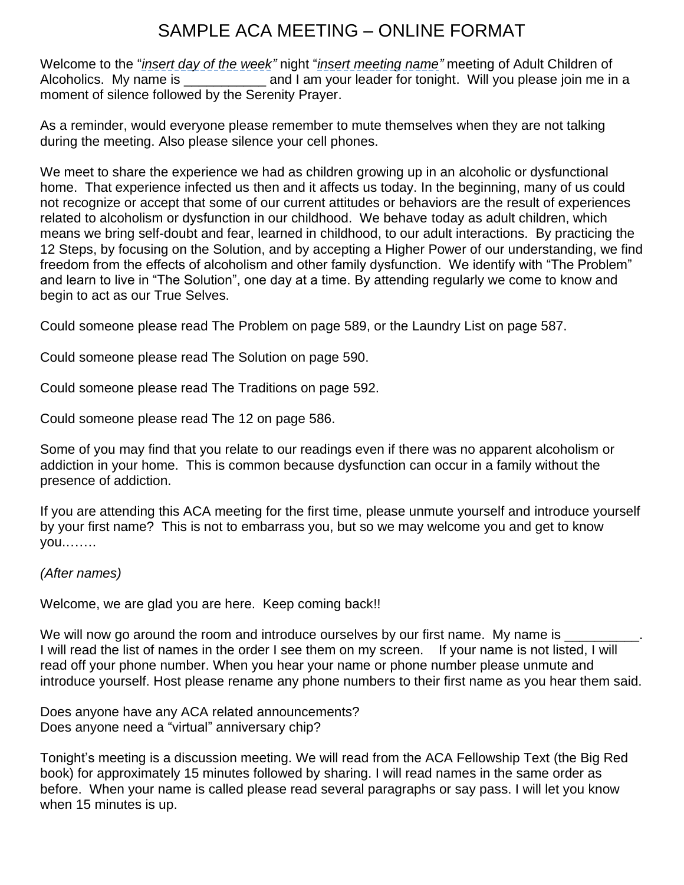# SAMPLE ACA MEETING – ONLINE FORMAT

Welcome to the "*insert day of the week"* night "*insert meeting name"* meeting of Adult Children of Alcoholics. My name is ___________ and I am your leader for tonight. Will you please join me in a moment of silence followed by the Serenity Prayer.

As a reminder, would everyone please remember to mute themselves when they are not talking during the meeting. Also please silence your cell phones.

We meet to share the experience we had as children growing up in an alcoholic or dysfunctional home. That experience infected us then and it affects us today. In the beginning, many of us could not recognize or accept that some of our current attitudes or behaviors are the result of experiences related to alcoholism or dysfunction in our childhood. We behave today as adult children, which means we bring self-doubt and fear, learned in childhood, to our adult interactions. By practicing the 12 Steps, by focusing on the Solution, and by accepting a Higher Power of our understanding, we find freedom from the effects of alcoholism and other family dysfunction. We identify with "The Problem" and learn to live in "The Solution", one day at a time. By attending regularly we come to know and begin to act as our True Selves.

Could someone please read The Problem on page 589, or the Laundry List on page 587.

Could someone please read The Solution on page 590.

Could someone please read The Traditions on page 592.

Could someone please read The 12 on page 586.

Some of you may find that you relate to our readings even if there was no apparent alcoholism or addiction in your home. This is common because dysfunction can occur in a family without the presence of addiction.

If you are attending this ACA meeting for the first time, please unmute yourself and introduce yourself by your first name? This is not to embarrass you, but so we may welcome you and get to know you……..

*(After names)*

Welcome, we are glad you are here. Keep coming back!!

We will now go around the room and introduce ourselves by our first name. My name is __________. I will read the list of names in the order I see them on my screen. If your name is not listed, I will read off your phone number. When you hear your name or phone number please unmute and introduce yourself. Host please rename any phone numbers to their first name as you hear them said.

Does anyone have any ACA related announcements?
Does anyone need a "virtual" anniversary chip?

Tonight's meeting is a discussion meeting. We will read from the ACA Fellowship Text (the Big Red book) for approximately 15 minutes followed by sharing. I will read names in the same order as before. When your name is called please read several paragraphs or say pass. I will let you know when 15 minutes is up.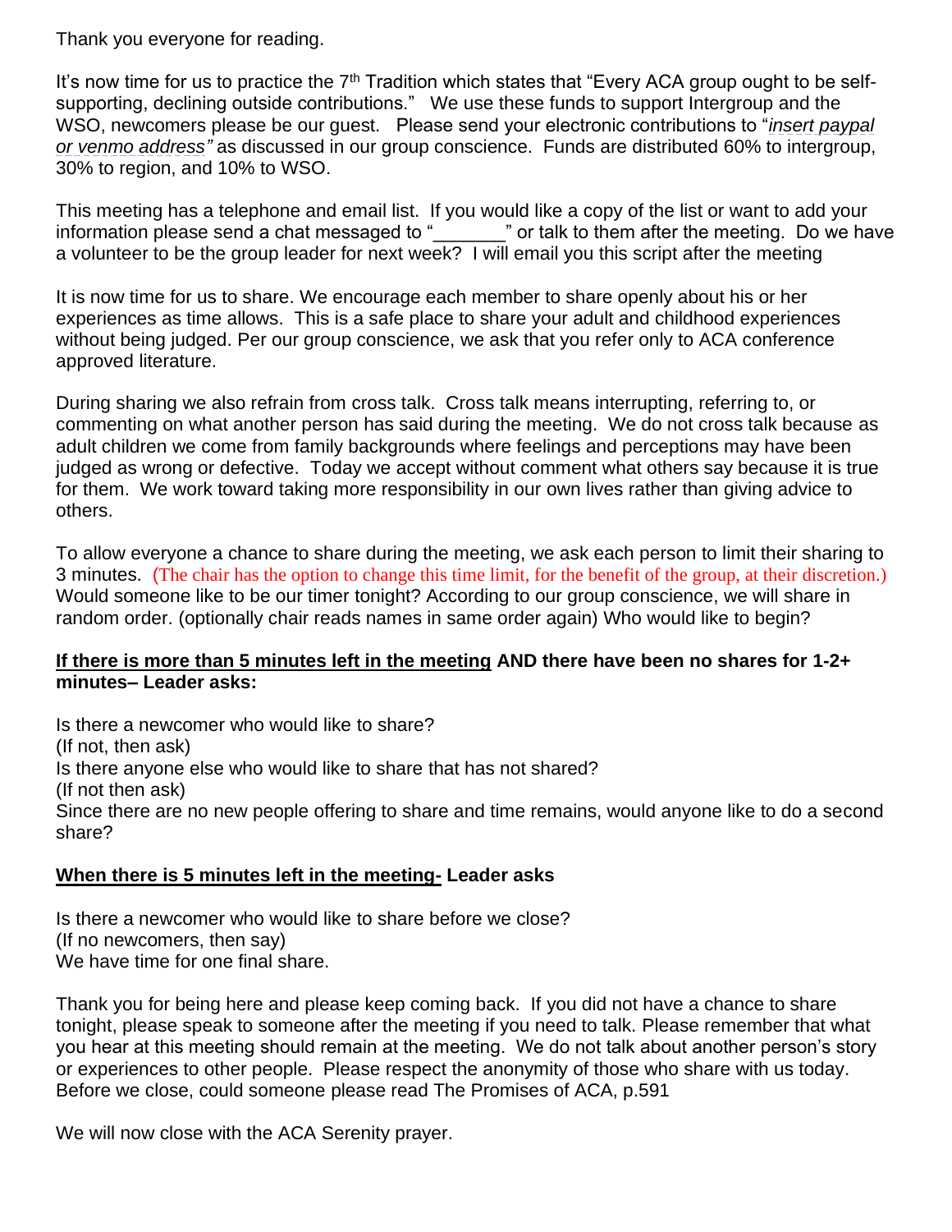Thank you everyone for reading.

It's now time for us to practice the 7th Tradition which states that "Every ACA group ought to be self-supporting, declining outside contributions." We use these funds to support Intergroup and the WSO, newcomers please be our guest. Please send your electronic contributions to "*insert paypal or venmo address"* as discussed in our group conscience. Funds are distributed 60% to intergroup, 30% to region, and 10% to WSO.

This meeting has a telephone and email list. If you would like a copy of the list or want to add your information please send a chat messaged to "_______" or talk to them after the meeting. Do we have a volunteer to be the group leader for next week? I will email you this script after the meeting

It is now time for us to share. We encourage each member to share openly about his or her experiences as time allows. This is a safe place to share your adult and childhood experiences without being judged. Per our group conscience, we ask that you refer only to ACA conference approved literature.

During sharing we also refrain from cross talk. Cross talk means interrupting, referring to, or commenting on what another person has said during the meeting. We do not cross talk because as adult children we come from family backgrounds where feelings and perceptions may have been judged as wrong or defective. Today we accept without comment what others say because it is true for them. We work toward taking more responsibility in our own lives rather than giving advice to others.

To allow everyone a chance to share during the meeting, we ask each person to limit their sharing to 3 minutes. (The chair has the option to change this time limit, for the benefit of the group, at their discretion.) Would someone like to be our timer tonight? According to our group conscience, we will share in random order. (optionally chair reads names in same order again) Who would like to begin?

**<u>If there is more than 5 minutes left in the meeting</u> AND there have been no shares for 1-2+ minutes– Leader asks:**

Is there a newcomer who would like to share?
(If not, then ask)
Is there anyone else who would like to share that has not shared?
(If not then ask)
Since there are no new people offering to share and time remains, would anyone like to do a second share?

**<u>When there is 5 minutes left in the meeting-</u> Leader asks**

Is there a newcomer who would like to share before we close?
(If no newcomers, then say)
We have time for one final share.

Thank you for being here and please keep coming back. If you did not have a chance to share tonight, please speak to someone after the meeting if you need to talk. Please remember that what you hear at this meeting should remain at the meeting. We do not talk about another person's story or experiences to other people. Please respect the anonymity of those who share with us today. Before we close, could someone please read The Promises of ACA, p.591

We will now close with the ACA Serenity prayer.